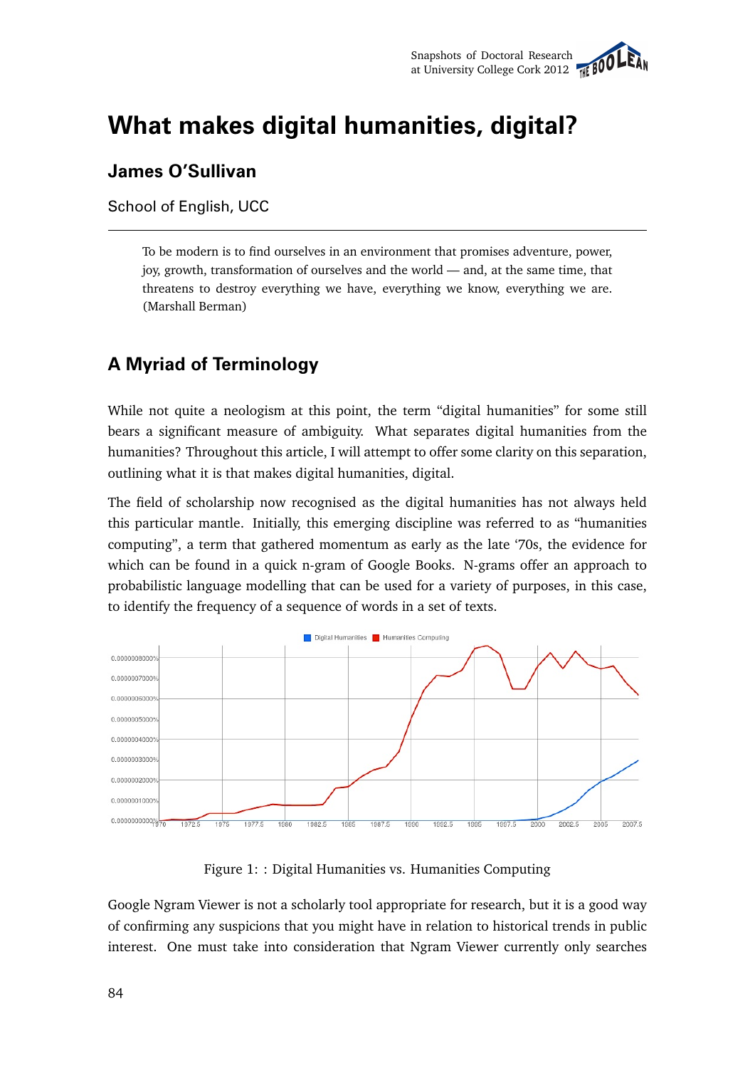// What makes digital humanities, digital?

**James O'Sullivan**

School of English, UCC

> To be modern is to find ourselves in an environment that promises adventure, power, joy, growth, transformation of ourselves and the world — and, at the same time, that threatens to destroy everything we have, everything we know, everything we are. (Marshall Berman)

## A Myriad of Terminology

While not quite a neologism at this point, the term "digital humanities" for some still bears a significant measure of ambiguity. What separates digital humanities from the humanities? Throughout this article, I will attempt to offer some clarity on this separation, outlining what it is that makes digital humanities, digital.

The field of scholarship now recognised as the digital humanities has not always held this particular mantle. Initially, this emerging discipline was referred to as "humanities computing", a term that gathered momentum as early as the late '70s, the evidence for which can be found in a quick n-gram of Google Books. N-grams offer an approach to probabilistic language modelling that can be used for a variety of purposes, in this case, to identify the frequency of a sequence of words in a set of texts.

Figure 1: : Digital Humanities vs. Humanities Computing

Google Ngram Viewer is not a scholarly tool appropriate for research, but it is a good way of confirming any suspicions that you might have in relation to historical trends in public interest. One must take into consideration that Ngram Viewer currently only searches

# What makes digital humanities, digital?

**James O'Sullivan**

School of English, UCC

> To be modern is to find ourselves in an environment that promises adventure, power, joy, growth, transformation of ourselves and the world — and, at the same time, that threatens to destroy everything we have, everything we know, everything we are. (Marshall Berman)

## A Myriad of Terminology

While not quite a neologism at this point, the term "digital humanities" for some still bears a significant measure of ambiguity. What separates digital humanities from the humanities? Throughout this article, I will attempt to offer some clarity on this separation, outlining what it is that makes digital humanities, digital.

The field of scholarship now recognised as the digital humanities has not always held this particular mantle. Initially, this emerging discipline was referred to as "humanities computing", a term that gathered momentum as early as the late '70s, the evidence for which can be found in a quick n-gram of Google Books. N-grams offer an approach to probabilistic language modelling that can be used for a variety of purposes, in this case, to identify the frequency of a sequence of words in a set of texts.

Figure 1: : Digital Humanities vs. Humanities Computing

Google Ngram Viewer is not a scholarly tool appropriate for research, but it is a good way of confirming any suspicions that you might have in relation to historical trends in public interest. One must take into consideration that Ngram Viewer currently only searches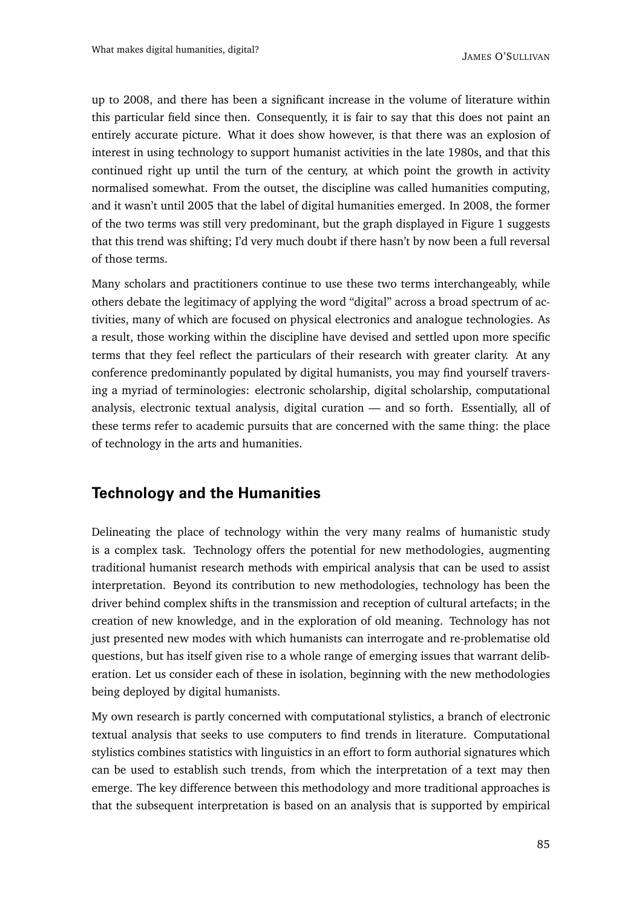up to 2008, and there has been a significant increase in the volume of literature within this particular field since then. Consequently, it is fair to say that this does not paint an entirely accurate picture. What it does show however, is that there was an explosion of interest in using technology to support humanist activities in the late 1980s, and that this continued right up until the turn of the century, at which point the growth in activity normalised somewhat. From the outset, the discipline was called humanities computing, and it wasn't until 2005 that the label of digital humanities emerged. In 2008, the former of the two terms was still very predominant, but the graph displayed in Figure 1 suggests that this trend was shifting; I'd very much doubt if there hasn't by now been a full reversal of those terms.

Many scholars and practitioners continue to use these two terms interchangeably, while others debate the legitimacy of applying the word "digital" across a broad spectrum of activities, many of which are focused on physical electronics and analogue technologies. As a result, those working within the discipline have devised and settled upon more specific terms that they feel reflect the particulars of their research with greater clarity. At any conference predominantly populated by digital humanists, you may find yourself traversing a myriad of terminologies: electronic scholarship, digital scholarship, computational analysis, electronic textual analysis, digital curation — and so forth. Essentially, all of these terms refer to academic pursuits that are concerned with the same thing: the place of technology in the arts and humanities.

## Technology and the Humanities

Delineating the place of technology within the very many realms of humanistic study is a complex task. Technology offers the potential for new methodologies, augmenting traditional humanist research methods with empirical analysis that can be used to assist interpretation. Beyond its contribution to new methodologies, technology has been the driver behind complex shifts in the transmission and reception of cultural artefacts; in the creation of new knowledge, and in the exploration of old meaning. Technology has not just presented new modes with which humanists can interrogate and re-problematise old questions, but has itself given rise to a whole range of emerging issues that warrant deliberation. Let us consider each of these in isolation, beginning with the new methodologies being deployed by digital humanists.

My own research is partly concerned with computational stylistics, a branch of electronic textual analysis that seeks to use computers to find trends in literature. Computational stylistics combines statistics with linguistics in an effort to form authorial signatures which can be used to establish such trends, from which the interpretation of a text may then emerge. The key difference between this methodology and more traditional approaches is that the subsequent interpretation is based on an analysis that is supported by empirical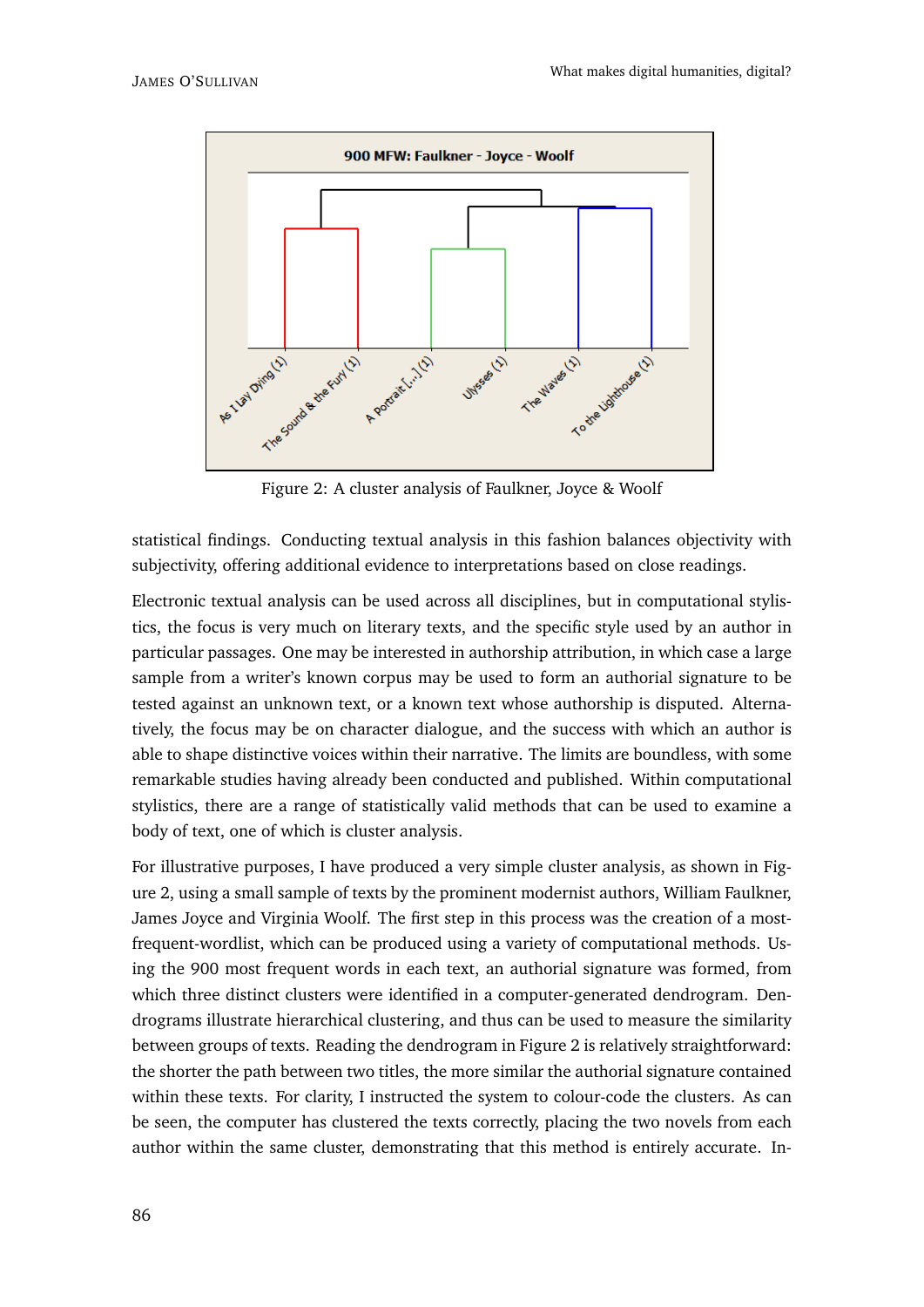Figure 2: A cluster analysis of Faulkner, Joyce & Woolf

statistical findings. Conducting textual analysis in this fashion balances objectivity with subjectivity, offering additional evidence to interpretations based on close readings.

Electronic textual analysis can be used across all disciplines, but in computational stylistics, the focus is very much on literary texts, and the specific style used by an author in particular passages. One may be interested in authorship attribution, in which case a large sample from a writer's known corpus may be used to form an authorial signature to be tested against an unknown text, or a known text whose authorship is disputed. Alternatively, the focus may be on character dialogue, and the success with which an author is able to shape distinctive voices within their narrative. The limits are boundless, with some remarkable studies having already been conducted and published. Within computational stylistics, there are a range of statistically valid methods that can be used to examine a body of text, one of which is cluster analysis.

For illustrative purposes, I have produced a very simple cluster analysis, as shown in Figure 2, using a small sample of texts by the prominent modernist authors, William Faulkner, James Joyce and Virginia Woolf. The first step in this process was the creation of a most-frequent-wordlist, which can be produced using a variety of computational methods. Using the 900 most frequent words in each text, an authorial signature was formed, from which three distinct clusters were identified in a computer-generated dendrogram. Dendrograms illustrate hierarchical clustering, and thus can be used to measure the similarity between groups of texts. Reading the dendrogram in Figure 2 is relatively straightforward: the shorter the path between two titles, the more similar the authorial signature contained within these texts. For clarity, I instructed the system to colour-code the clusters. As can be seen, the computer has clustered the texts correctly, placing the two novels from each author within the same cluster, demonstrating that this method is entirely accurate. In-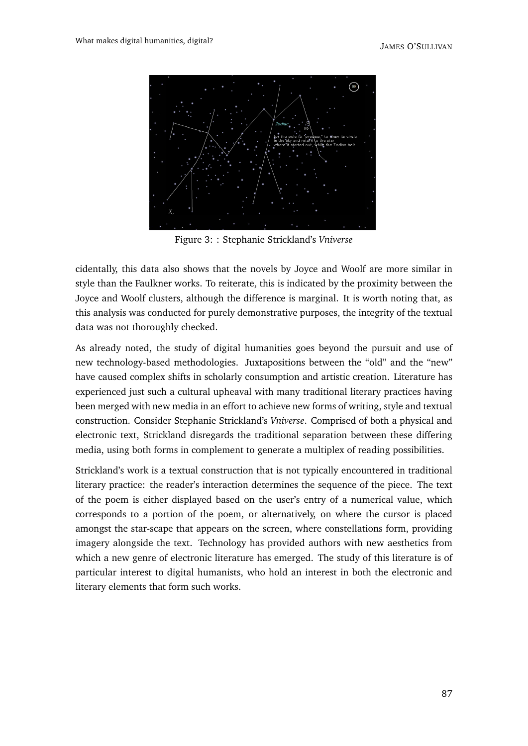Figure 3: : Stephanie Strickland's *Vniverse*

cidentally, this data also shows that the novels by Joyce and Woolf are more similar in style than the Faulkner works. To reiterate, this is indicated by the proximity between the Joyce and Woolf clusters, although the difference is marginal. It is worth noting that, as this analysis was conducted for purely demonstrative purposes, the integrity of the textual data was not thoroughly checked.

As already noted, the study of digital humanities goes beyond the pursuit and use of new technology-based methodologies. Juxtapositions between the "old" and the "new" have caused complex shifts in scholarly consumption and artistic creation. Literature has experienced just such a cultural upheaval with many traditional literary practices having been merged with new media in an effort to achieve new forms of writing, style and textual construction. Consider Stephanie Strickland's *Vniverse*. Comprised of both a physical and electronic text, Strickland disregards the traditional separation between these differing media, using both forms in complement to generate a multiplex of reading possibilities.

Strickland's work is a textual construction that is not typically encountered in traditional literary practice: the reader's interaction determines the sequence of the piece. The text of the poem is either displayed based on the user's entry of a numerical value, which corresponds to a portion of the poem, or alternatively, on where the cursor is placed amongst the star-scape that appears on the screen, where constellations form, providing imagery alongside the text. Technology has provided authors with new aesthetics from which a new genre of electronic literature has emerged. The study of this literature is of particular interest to digital humanists, who hold an interest in both the electronic and literary elements that form such works.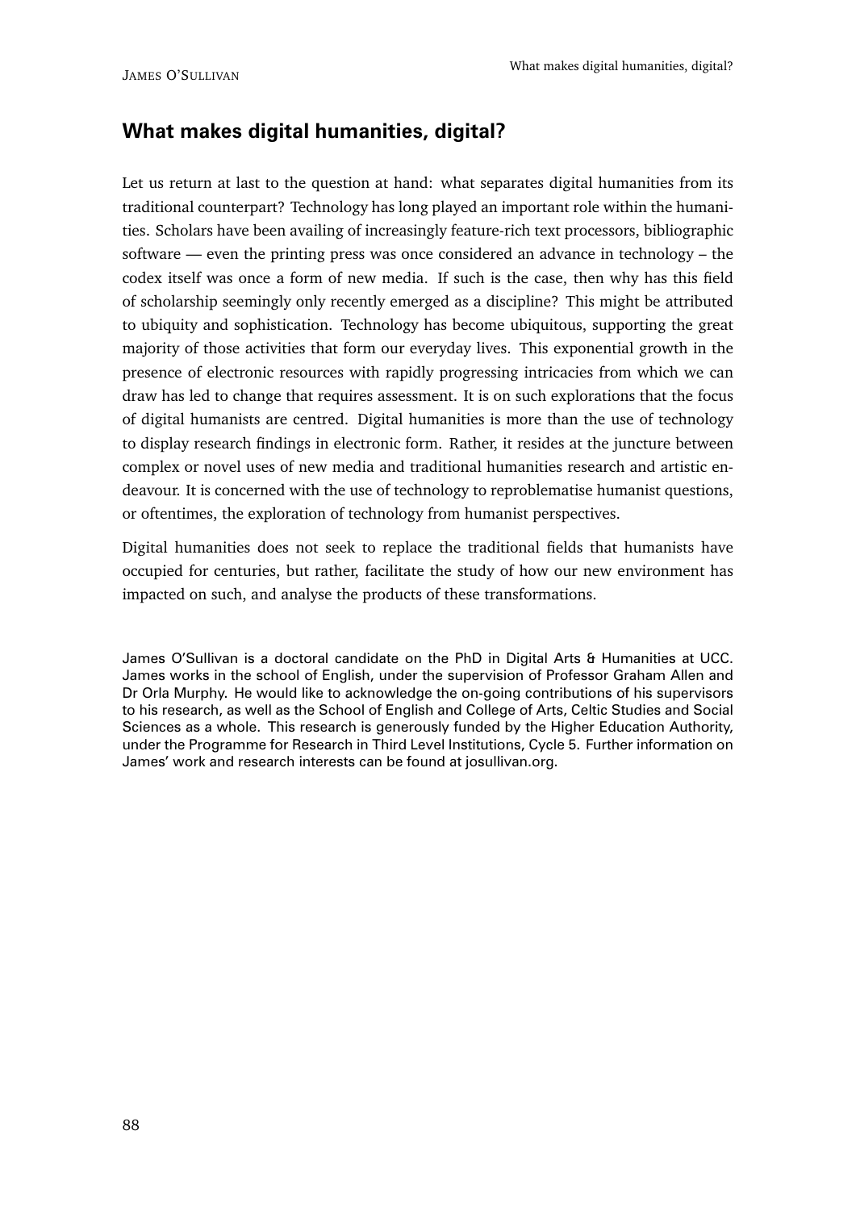## What makes digital humanities, digital?

Let us return at last to the question at hand: what separates digital humanities from its traditional counterpart? Technology has long played an important role within the humanities. Scholars have been availing of increasingly feature-rich text processors, bibliographic software — even the printing press was once considered an advance in technology – the codex itself was once a form of new media. If such is the case, then why has this field of scholarship seemingly only recently emerged as a discipline? This might be attributed to ubiquity and sophistication. Technology has become ubiquitous, supporting the great majority of those activities that form our everyday lives. This exponential growth in the presence of electronic resources with rapidly progressing intricacies from which we can draw has led to change that requires assessment. It is on such explorations that the focus of digital humanists are centred. Digital humanities is more than the use of technology to display research findings in electronic form. Rather, it resides at the juncture between complex or novel uses of new media and traditional humanities research and artistic endeavour. It is concerned with the use of technology to reproblematise humanist questions, or oftentimes, the exploration of technology from humanist perspectives.

Digital humanities does not seek to replace the traditional fields that humanists have occupied for centuries, but rather, facilitate the study of how our new environment has impacted on such, and analyse the products of these transformations.

James O'Sullivan is a doctoral candidate on the PhD in Digital Arts & Humanities at UCC. James works in the school of English, under the supervision of Professor Graham Allen and Dr Orla Murphy. He would like to acknowledge the on-going contributions of his supervisors to his research, as well as the School of English and College of Arts, Celtic Studies and Social Sciences as a whole. This research is generously funded by the Higher Education Authority, under the Programme for Research in Third Level Institutions, Cycle 5. Further information on James' work and research interests can be found at josullivan.org.